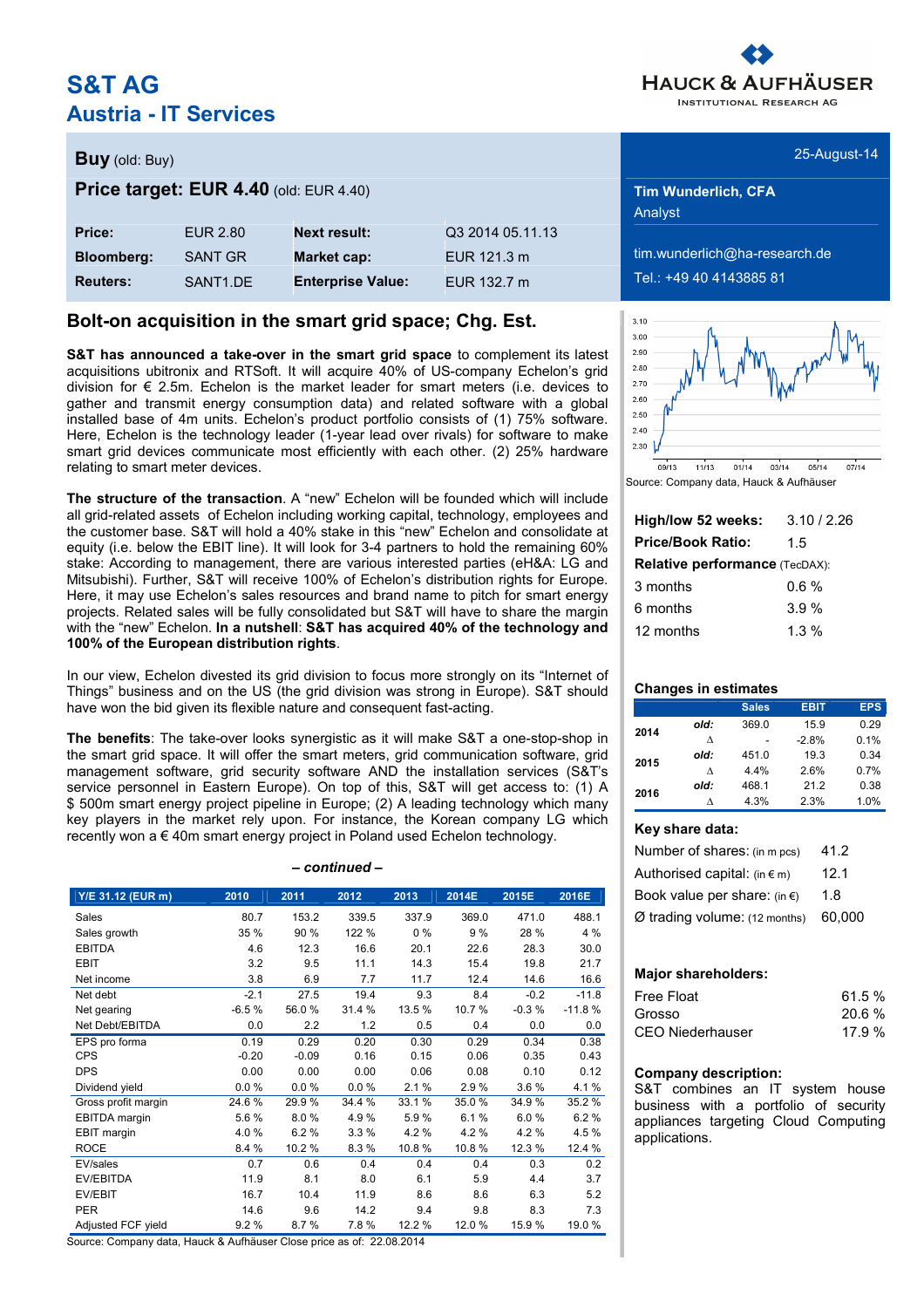# S&T AG

## Austria - IT Services

HAUCK & AUFHÄUSER
INSTITUTIONAL RESEARCH AG

**Buy** (old: Buy)

**Price target: EUR 4.40** (old: EUR 4.40)

| | | | |
|---|---|---|---|
| **Price:** | EUR 2.80 | **Next result:** | Q3 2014 05.11.13 |
| **Bloomberg:** | SANT GR | **Market cap:** | EUR 121.3 m |
| **Reuters:** | SANT1.DE | **Enterprise Value:** | EUR 132.7 m |

25-August-14

**Tim Wunderlich, CFA**
Analyst

tim.wunderlich@ha-research.de
Tel.: +49 40 4143885 81

## Bolt-on acquisition in the smart grid space; Chg. Est.

**S&T has announced a take-over in the smart grid space** to complement its latest acquisitions ubitronix and RTSoft. It will acquire 40% of US-company Echelon's grid division for € 2.5m. Echelon is the market leader for smart meters (i.e. devices to gather and transmit energy consumption data) and related software with a global installed base of 4m units. Echelon's product portfolio consists of (1) 75% software. Here, Echelon is the technology leader (1-year lead over rivals) for software to make smart grid devices communicate most efficiently with each other. (2) 25% hardware relating to smart meter devices.

**The structure of the transaction**. A "new" Echelon will be founded which will include all grid-related assets of Echelon including working capital, technology, employees and the customer base. S&T will hold a 40% stake in this "new" Echelon and consolidate at equity (i.e. below the EBIT line). It will look for 3-4 partners to hold the remaining 60% stake: According to management, there are various interested parties (eH&A: LG and Mitsubishi). Further, S&T will receive 100% of Echelon's distribution rights for Europe. Here, it may use Echelon's sales resources and brand name to pitch for smart energy projects. Related sales will be fully consolidated but S&T will have to share the margin with the "new" Echelon. **In a nutshell**: **S&T has acquired 40% of the technology and 100% of the European distribution rights**.

In our view, Echelon divested its grid division to focus more strongly on its "Internet of Things" business and on the US (the grid division was strong in Europe). S&T should have won the bid given its flexible nature and consequent fast-acting.

**The benefits**: The take-over looks synergistic as it will make S&T a one-stop-shop in the smart grid space. It will offer the smart meters, grid communication software, grid management software, grid security software AND the installation services (S&T's service personnel in Eastern Europe). On top of this, S&T will get access to: (1) A $ 500m smart energy project pipeline in Europe; (2) A leading technology which many key players in the market rely upon. For instance, the Korean company LG which recently won a € 40m smart energy project in Poland used Echelon technology.

*– continued –*

| Y/E 31.12 (EUR m) | 2010 | 2011 | 2012 | 2013 | 2014E | 2015E | 2016E |
|---|---|---|---|---|---|---|---|
| Sales | 80.7 | 153.2 | 339.5 | 337.9 | 369.0 | 471.0 | 488.1 |
| Sales growth | 35 % | 90 % | 122 % | 0 % | 9 % | 28 % | 4 % |
| EBITDA | 4.6 | 12.3 | 16.6 | 20.1 | 22.6 | 28.3 | 30.0 |
| EBIT | 3.2 | 9.5 | 11.1 | 14.3 | 15.4 | 19.8 | 21.7 |
| Net income | 3.8 | 6.9 | 7.7 | 11.7 | 12.4 | 14.6 | 16.6 |
| Net debt | -2.1 | 27.5 | 19.4 | 9.3 | 8.4 | -0.2 | -11.8 |
| Net gearing | -6.5 % | 56.0 % | 31.4 % | 13.5 % | 10.7 % | -0.3 % | -11.8 % |
| Net Debt/EBITDA | 0.0 | 2.2 | 1.2 | 0.5 | 0.4 | 0.0 | 0.0 |
| EPS pro forma | 0.19 | 0.29 | 0.20 | 0.30 | 0.29 | 0.34 | 0.38 |
| CPS | -0.20 | -0.09 | 0.16 | 0.15 | 0.06 | 0.35 | 0.43 |
| DPS | 0.00 | 0.00 | 0.00 | 0.06 | 0.08 | 0.10 | 0.12 |
| Dividend yield | 0.0 % | 0.0 % | 0.0 % | 2.1 % | 2.9 % | 3.6 % | 4.1 % |
| Gross profit margin | 24.6 % | 29.9 % | 34.4 % | 33.1 % | 35.0 % | 34.9 % | 35.2 % |
| EBITDA margin | 5.6 % | 8.0 % | 4.9 % | 5.9 % | 6.1 % | 6.0 % | 6.2 % |
| EBIT margin | 4.0 % | 6.2 % | 3.3 % | 4.2 % | 4.2 % | 4.2 % | 4.5 % |
| ROCE | 8.4 % | 10.2 % | 8.3 % | 10.8 % | 10.8 % | 12.3 % | 12.4 % |
| EV/sales | 0.7 | 0.6 | 0.4 | 0.4 | 0.4 | 0.3 | 0.2 |
| EV/EBITDA | 11.9 | 8.1 | 8.0 | 6.1 | 5.9 | 4.4 | 3.7 |
| EV/EBIT | 16.7 | 10.4 | 11.9 | 8.6 | 8.6 | 6.3 | 5.2 |
| PER | 14.6 | 9.6 | 14.2 | 9.4 | 9.8 | 8.3 | 7.3 |
| Adjusted FCF yield | 9.2 % | 8.7 % | 7.8 % | 12.2 % | 12.0 % | 15.9 % | 19.0 % |

Source: Company data, Hauck & Aufhäuser Close price as of: 22.08.2014

Source: Company data, Hauck & Aufhäuser

| | |
|---|---|
| **High/low 52 weeks:** | 3.10 / 2.26 |
| **Price/Book Ratio:** | 1.5 |
| **Relative performance** (TecDAX): | |
| 3 months | 0.6 % |
| 6 months | 3.9 % |
| 12 months | 1.3 % |

**Changes in estimates**

| | | Sales | EBIT | EPS |
|---|---|---|---|---|
| 2014 | *old:* | 369.0 | 15.9 | 0.29 |
| | Δ | - | -2.8% | 0.1% |
| 2015 | *old:* | 451.0 | 19.3 | 0.34 |
| | Δ | 4.4% | 2.6% | 0.7% |
| 2016 | *old:* | 468.1 | 21.2 | 0.38 |
| | Δ | 4.3% | 2.3% | 1.0% |

**Key share data:**

| | |
|---|---|
| Number of shares: (in m pcs) | 41.2 |
| Authorised capital: (in € m) | 12.1 |
| Book value per share: (in €) | 1.8 |
| Ø trading volume: (12 months) | 60,000 |

**Major shareholders:**

| | |
|---|---|
| Free Float | 61.5 % |
| Grosso | 20.6 % |
| CEO Niederhauser | 17.9 % |

**Company description:**
S&T combines an IT system house business with a portfolio of security appliances targeting Cloud Computing applications.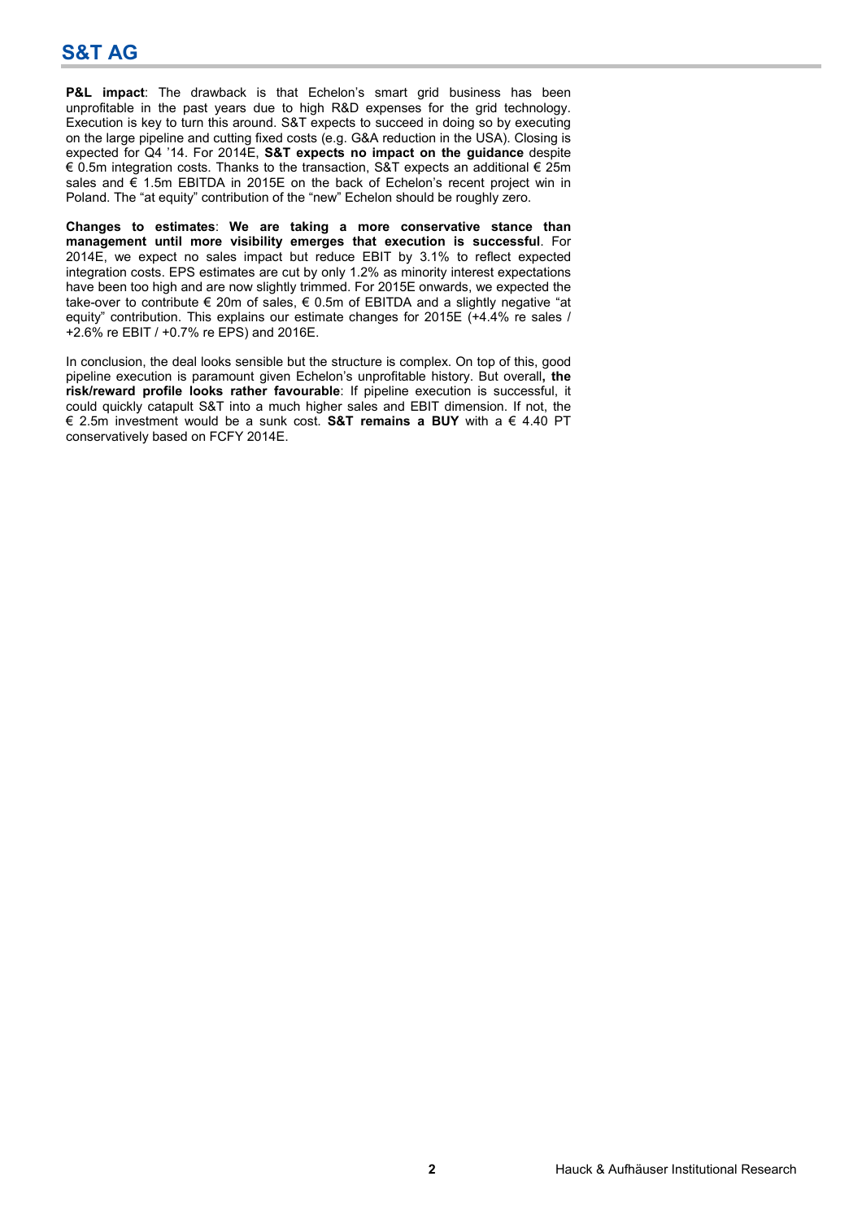**P&L impact**: The drawback is that Echelon's smart grid business has been unprofitable in the past years due to high R&D expenses for the grid technology. Execution is key to turn this around. S&T expects to succeed in doing so by executing on the large pipeline and cutting fixed costs (e.g. G&A reduction in the USA). Closing is expected for Q4 '14. For 2014E, **S&T expects no impact on the guidance** despite € 0.5m integration costs. Thanks to the transaction, S&T expects an additional € 25m sales and € 1.5m EBITDA in 2015E on the back of Echelon's recent project win in Poland. The "at equity" contribution of the "new" Echelon should be roughly zero.

**Changes to estimates**: **We are taking a more conservative stance than management until more visibility emerges that execution is successful**. For 2014E, we expect no sales impact but reduce EBIT by 3.1% to reflect expected integration costs. EPS estimates are cut by only 1.2% as minority interest expectations have been too high and are now slightly trimmed. For 2015E onwards, we expected the take-over to contribute € 20m of sales, € 0.5m of EBITDA and a slightly negative "at equity" contribution. This explains our estimate changes for 2015E (+4.4% re sales / +2.6% re EBIT / +0.7% re EPS) and 2016E.

In conclusion, the deal looks sensible but the structure is complex. On top of this, good pipeline execution is paramount given Echelon's unprofitable history. But overall**, the risk/reward profile looks rather favourable**: If pipeline execution is successful, it could quickly catapult S&T into a much higher sales and EBIT dimension. If not, the € 2.5m investment would be a sunk cost. **S&T remains a BUY** with a € 4.40 PT conservatively based on FCFY 2014E.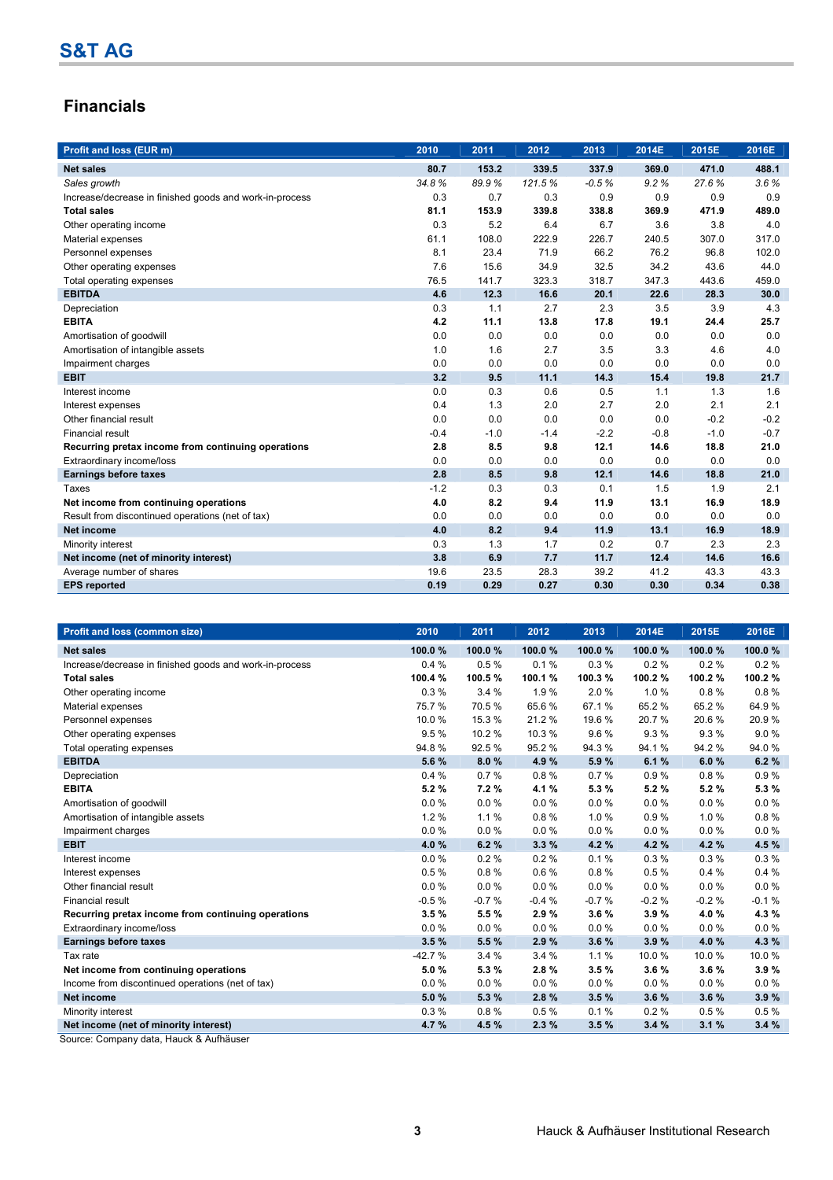# S&T AG

## Financials

| Profit and loss (EUR m) | 2010 | 2011 | 2012 | 2013 | 2014E | 2015E | 2016E |
|---|---|---|---|---|---|---|---|
| **Net sales** | **80.7** | **153.2** | **339.5** | **337.9** | **369.0** | **471.0** | **488.1** |
| *Sales growth* | *34.8 %* | *89.9 %* | *121.5 %* | *-0.5 %* | *9.2 %* | *27.6 %* | *3.6 %* |
| Increase/decrease in finished goods and work-in-process | 0.3 | 0.7 | 0.3 | 0.9 | 0.9 | 0.9 | 0.9 |
| **Total sales** | **81.1** | **153.9** | **339.8** | **338.8** | **369.9** | **471.9** | **489.0** |
| Other operating income | 0.3 | 5.2 | 6.4 | 6.7 | 3.6 | 3.8 | 4.0 |
| Material expenses | 61.1 | 108.0 | 222.9 | 226.7 | 240.5 | 307.0 | 317.0 |
| Personnel expenses | 8.1 | 23.4 | 71.9 | 66.2 | 76.2 | 96.8 | 102.0 |
| Other operating expenses | 7.6 | 15.6 | 34.9 | 32.5 | 34.2 | 43.6 | 44.0 |
| Total operating expenses | 76.5 | 141.7 | 323.3 | 318.7 | 347.3 | 443.6 | 459.0 |
| **EBITDA** | **4.6** | **12.3** | **16.6** | **20.1** | **22.6** | **28.3** | **30.0** |
| Depreciation | 0.3 | 1.1 | 2.7 | 2.3 | 3.5 | 3.9 | 4.3 |
| **EBITA** | **4.2** | **11.1** | **13.8** | **17.8** | **19.1** | **24.4** | **25.7** |
| Amortisation of goodwill | 0.0 | 0.0 | 0.0 | 0.0 | 0.0 | 0.0 | 0.0 |
| Amortisation of intangible assets | 1.0 | 1.6 | 2.7 | 3.5 | 3.3 | 4.6 | 4.0 |
| Impairment charges | 0.0 | 0.0 | 0.0 | 0.0 | 0.0 | 0.0 | 0.0 |
| **EBIT** | **3.2** | **9.5** | **11.1** | **14.3** | **15.4** | **19.8** | **21.7** |
| Interest income | 0.0 | 0.3 | 0.6 | 0.5 | 1.1 | 1.3 | 1.6 |
| Interest expenses | 0.4 | 1.3 | 2.0 | 2.7 | 2.0 | 2.1 | 2.1 |
| Other financial result | 0.0 | 0.0 | 0.0 | 0.0 | 0.0 | -0.2 | -0.2 |
| Financial result | -0.4 | -1.0 | -1.4 | -2.2 | -0.8 | -1.0 | -0.7 |
| **Recurring pretax income from continuing operations** | **2.8** | **8.5** | **9.8** | **12.1** | **14.6** | **18.8** | **21.0** |
| Extraordinary income/loss | 0.0 | 0.0 | 0.0 | 0.0 | 0.0 | 0.0 | 0.0 |
| **Earnings before taxes** | **2.8** | **8.5** | **9.8** | **12.1** | **14.6** | **18.8** | **21.0** |
| Taxes | -1.2 | 0.3 | 0.3 | 0.1 | 1.5 | 1.9 | 2.1 |
| **Net income from continuing operations** | **4.0** | **8.2** | **9.4** | **11.9** | **13.1** | **16.9** | **18.9** |
| Result from discontinued operations (net of tax) | 0.0 | 0.0 | 0.0 | 0.0 | 0.0 | 0.0 | 0.0 |
| **Net income** | **4.0** | **8.2** | **9.4** | **11.9** | **13.1** | **16.9** | **18.9** |
| Minority interest | 0.3 | 1.3 | 1.7 | 0.2 | 0.7 | 2.3 | 2.3 |
| **Net income (net of minority interest)** | **3.8** | **6.9** | **7.7** | **11.7** | **12.4** | **14.6** | **16.6** |
| Average number of shares | 19.6 | 23.5 | 28.3 | 39.2 | 41.2 | 43.3 | 43.3 |
| **EPS reported** | **0.19** | **0.29** | **0.27** | **0.30** | **0.30** | **0.34** | **0.38** |

| Profit and loss (common size) | 2010 | 2011 | 2012 | 2013 | 2014E | 2015E | 2016E |
|---|---|---|---|---|---|---|---|
| **Net sales** | **100.0 %** | **100.0 %** | **100.0 %** | **100.0 %** | **100.0 %** | **100.0 %** | **100.0 %** |
| Increase/decrease in finished goods and work-in-process | 0.4 % | 0.5 % | 0.1 % | 0.3 % | 0.2 % | 0.2 % | 0.2 % |
| **Total sales** | **100.4 %** | **100.5 %** | **100.1 %** | **100.3 %** | **100.2 %** | **100.2 %** | **100.2 %** |
| Other operating income | 0.3 % | 3.4 % | 1.9 % | 2.0 % | 1.0 % | 0.8 % | 0.8 % |
| Material expenses | 75.7 % | 70.5 % | 65.6 % | 67.1 % | 65.2 % | 65.2 % | 64.9 % |
| Personnel expenses | 10.0 % | 15.3 % | 21.2 % | 19.6 % | 20.7 % | 20.6 % | 20.9 % |
| Other operating expenses | 9.5 % | 10.2 % | 10.3 % | 9.6 % | 9.3 % | 9.3 % | 9.0 % |
| Total operating expenses | 94.8 % | 92.5 % | 95.2 % | 94.3 % | 94.1 % | 94.2 % | 94.0 % |
| **EBITDA** | **5.6 %** | **8.0 %** | **4.9 %** | **5.9 %** | **6.1 %** | **6.0 %** | **6.2 %** |
| Depreciation | 0.4 % | 0.7 % | 0.8 % | 0.7 % | 0.9 % | 0.8 % | 0.9 % |
| **EBITA** | **5.2 %** | **7.2 %** | **4.1 %** | **5.3 %** | **5.2 %** | **5.2 %** | **5.3 %** |
| Amortisation of goodwill | 0.0 % | 0.0 % | 0.0 % | 0.0 % | 0.0 % | 0.0 % | 0.0 % |
| Amortisation of intangible assets | 1.2 % | 1.1 % | 0.8 % | 1.0 % | 0.9 % | 1.0 % | 0.8 % |
| Impairment charges | 0.0 % | 0.0 % | 0.0 % | 0.0 % | 0.0 % | 0.0 % | 0.0 % |
| **EBIT** | **4.0 %** | **6.2 %** | **3.3 %** | **4.2 %** | **4.2 %** | **4.2 %** | **4.5 %** |
| Interest income | 0.0 % | 0.2 % | 0.2 % | 0.1 % | 0.3 % | 0.3 % | 0.3 % |
| Interest expenses | 0.5 % | 0.8 % | 0.6 % | 0.8 % | 0.5 % | 0.4 % | 0.4 % |
| Other financial result | 0.0 % | 0.0 % | 0.0 % | 0.0 % | 0.0 % | 0.0 % | 0.0 % |
| Financial result | -0.5 % | -0.7 % | -0.4 % | -0.7 % | -0.2 % | -0.2 % | -0.1 % |
| **Recurring pretax income from continuing operations** | **3.5 %** | **5.5 %** | **2.9 %** | **3.6 %** | **3.9 %** | **4.0 %** | **4.3 %** |
| Extraordinary income/loss | 0.0 % | 0.0 % | 0.0 % | 0.0 % | 0.0 % | 0.0 % | 0.0 % |
| **Earnings before taxes** | **3.5 %** | **5.5 %** | **2.9 %** | **3.6 %** | **3.9 %** | **4.0 %** | **4.3 %** |
| Tax rate | -42.7 % | 3.4 % | 3.4 % | 1.1 % | 10.0 % | 10.0 % | 10.0 % |
| **Net income from continuing operations** | **5.0 %** | **5.3 %** | **2.8 %** | **3.5 %** | **3.6 %** | **3.6 %** | **3.9 %** |
| Income from discontinued operations (net of tax) | 0.0 % | 0.0 % | 0.0 % | 0.0 % | 0.0 % | 0.0 % | 0.0 % |
| **Net income** | **5.0 %** | **5.3 %** | **2.8 %** | **3.5 %** | **3.6 %** | **3.6 %** | **3.9 %** |
| Minority interest | 0.3 % | 0.8 % | 0.5 % | 0.1 % | 0.2 % | 0.5 % | 0.5 % |
| **Net income (net of minority interest)** | **4.7 %** | **4.5 %** | **2.3 %** | **3.5 %** | **3.4 %** | **3.1 %** | **3.4 %** |

Source: Company data, Hauck & Aufhäuser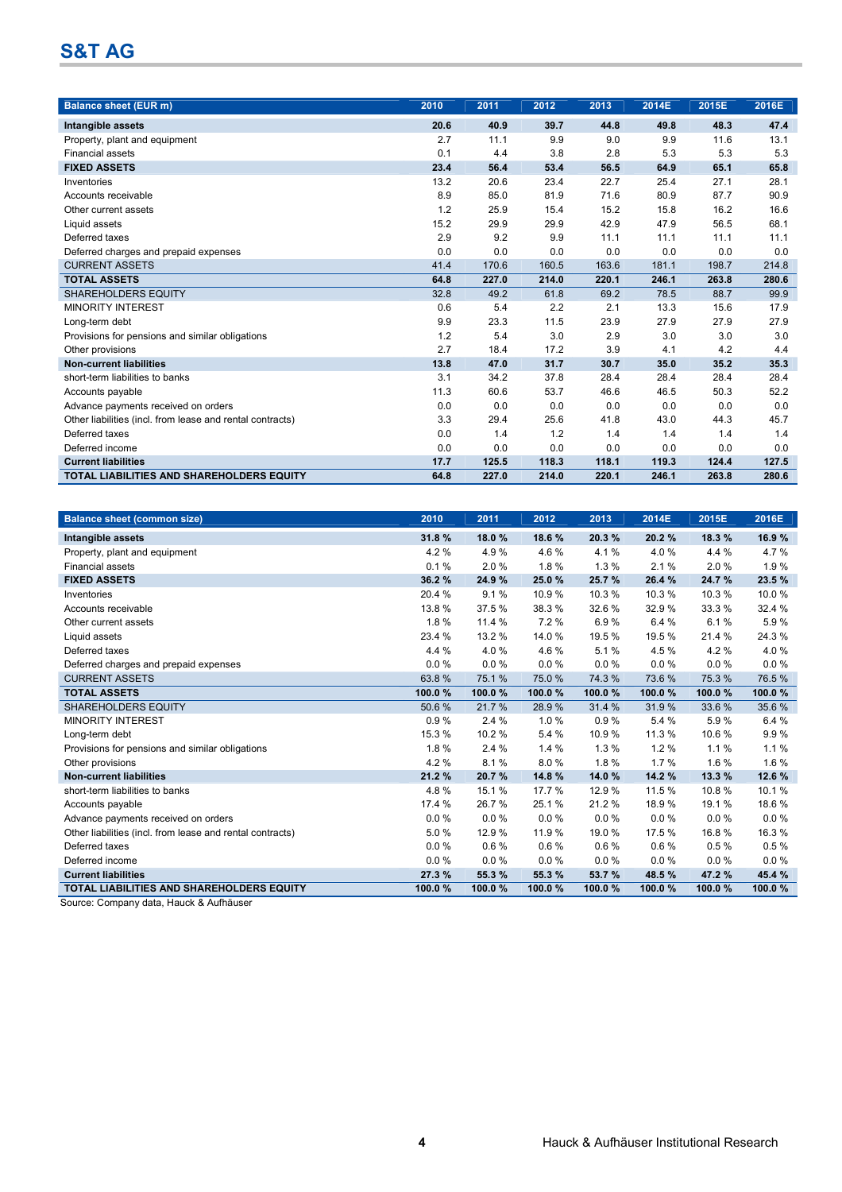# S&T AG

| Balance sheet (EUR m) | 2010 | 2011 | 2012 | 2013 | 2014E | 2015E | 2016E |
|---|---|---|---|---|---|---|---|
| **Intangible assets** | **20.6** | **40.9** | **39.7** | **44.8** | **49.8** | **48.3** | **47.4** |
| Property, plant and equipment | 2.7 | 11.1 | 9.9 | 9.0 | 9.9 | 11.6 | 13.1 |
| Financial assets | 0.1 | 4.4 | 3.8 | 2.8 | 5.3 | 5.3 | 5.3 |
| **FIXED ASSETS** | **23.4** | **56.4** | **53.4** | **56.5** | **64.9** | **65.1** | **65.8** |
| Inventories | 13.2 | 20.6 | 23.4 | 22.7 | 25.4 | 27.1 | 28.1 |
| Accounts receivable | 8.9 | 85.0 | 81.9 | 71.6 | 80.9 | 87.7 | 90.9 |
| Other current assets | 1.2 | 25.9 | 15.4 | 15.2 | 15.8 | 16.2 | 16.6 |
| Liquid assets | 15.2 | 29.9 | 29.9 | 42.9 | 47.9 | 56.5 | 68.1 |
| Deferred taxes | 2.9 | 9.2 | 9.9 | 11.1 | 11.1 | 11.1 | 11.1 |
| Deferred charges and prepaid expenses | 0.0 | 0.0 | 0.0 | 0.0 | 0.0 | 0.0 | 0.0 |
| CURRENT ASSETS | 41.4 | 170.6 | 160.5 | 163.6 | 181.1 | 198.7 | 214.8 |
| **TOTAL ASSETS** | **64.8** | **227.0** | **214.0** | **220.1** | **246.1** | **263.8** | **280.6** |
| SHAREHOLDERS EQUITY | 32.8 | 49.2 | 61.8 | 69.2 | 78.5 | 88.7 | 99.9 |
| MINORITY INTEREST | 0.6 | 5.4 | 2.2 | 2.1 | 13.3 | 15.6 | 17.9 |
| Long-term debt | 9.9 | 23.3 | 11.5 | 23.9 | 27.9 | 27.9 | 27.9 |
| Provisions for pensions and similar obligations | 1.2 | 5.4 | 3.0 | 2.9 | 3.0 | 3.0 | 3.0 |
| Other provisions | 2.7 | 18.4 | 17.2 | 3.9 | 4.1 | 4.2 | 4.4 |
| **Non-current liabilities** | **13.8** | **47.0** | **31.7** | **30.7** | **35.0** | **35.2** | **35.3** |
| short-term liabilities to banks | 3.1 | 34.2 | 37.8 | 28.4 | 28.4 | 28.4 | 28.4 |
| Accounts payable | 11.3 | 60.6 | 53.7 | 46.6 | 46.5 | 50.3 | 52.2 |
| Advance payments received on orders | 0.0 | 0.0 | 0.0 | 0.0 | 0.0 | 0.0 | 0.0 |
| Other liabilities (incl. from lease and rental contracts) | 3.3 | 29.4 | 25.6 | 41.8 | 43.0 | 44.3 | 45.7 |
| Deferred taxes | 0.0 | 1.4 | 1.2 | 1.4 | 1.4 | 1.4 | 1.4 |
| Deferred income | 0.0 | 0.0 | 0.0 | 0.0 | 0.0 | 0.0 | 0.0 |
| **Current liabilities** | **17.7** | **125.5** | **118.3** | **118.1** | **119.3** | **124.4** | **127.5** |
| **TOTAL LIABILITIES AND SHAREHOLDERS EQUITY** | **64.8** | **227.0** | **214.0** | **220.1** | **246.1** | **263.8** | **280.6** |

| Balance sheet (common size) | 2010 | 2011 | 2012 | 2013 | 2014E | 2015E | 2016E |
|---|---|---|---|---|---|---|---|
| **Intangible assets** | **31.8 %** | **18.0 %** | **18.6 %** | **20.3 %** | **20.2 %** | **18.3 %** | **16.9 %** |
| Property, plant and equipment | 4.2 % | 4.9 % | 4.6 % | 4.1 % | 4.0 % | 4.4 % | 4.7 % |
| Financial assets | 0.1 % | 2.0 % | 1.8 % | 1.3 % | 2.1 % | 2.0 % | 1.9 % |
| **FIXED ASSETS** | **36.2 %** | **24.9 %** | **25.0 %** | **25.7 %** | **26.4 %** | **24.7 %** | **23.5 %** |
| Inventories | 20.4 % | 9.1 % | 10.9 % | 10.3 % | 10.3 % | 10.3 % | 10.0 % |
| Accounts receivable | 13.8 % | 37.5 % | 38.3 % | 32.6 % | 32.9 % | 33.3 % | 32.4 % |
| Other current assets | 1.8 % | 11.4 % | 7.2 % | 6.9 % | 6.4 % | 6.1 % | 5.9 % |
| Liquid assets | 23.4 % | 13.2 % | 14.0 % | 19.5 % | 19.5 % | 21.4 % | 24.3 % |
| Deferred taxes | 4.4 % | 4.0 % | 4.6 % | 5.1 % | 4.5 % | 4.2 % | 4.0 % |
| Deferred charges and prepaid expenses | 0.0 % | 0.0 % | 0.0 % | 0.0 % | 0.0 % | 0.0 % | 0.0 % |
| CURRENT ASSETS | 63.8 % | 75.1 % | 75.0 % | 74.3 % | 73.6 % | 75.3 % | 76.5 % |
| **TOTAL ASSETS** | **100.0 %** | **100.0 %** | **100.0 %** | **100.0 %** | **100.0 %** | **100.0 %** | **100.0 %** |
| SHAREHOLDERS EQUITY | 50.6 % | 21.7 % | 28.9 % | 31.4 % | 31.9 % | 33.6 % | 35.6 % |
| MINORITY INTEREST | 0.9 % | 2.4 % | 1.0 % | 0.9 % | 5.4 % | 5.9 % | 6.4 % |
| Long-term debt | 15.3 % | 10.2 % | 5.4 % | 10.9 % | 11.3 % | 10.6 % | 9.9 % |
| Provisions for pensions and similar obligations | 1.8 % | 2.4 % | 1.4 % | 1.3 % | 1.2 % | 1.1 % | 1.1 % |
| Other provisions | 4.2 % | 8.1 % | 8.0 % | 1.8 % | 1.7 % | 1.6 % | 1.6 % |
| **Non-current liabilities** | **21.2 %** | **20.7 %** | **14.8 %** | **14.0 %** | **14.2 %** | **13.3 %** | **12.6 %** |
| short-term liabilities to banks | 4.8 % | 15.1 % | 17.7 % | 12.9 % | 11.5 % | 10.8 % | 10.1 % |
| Accounts payable | 17.4 % | 26.7 % | 25.1 % | 21.2 % | 18.9 % | 19.1 % | 18.6 % |
| Advance payments received on orders | 0.0 % | 0.0 % | 0.0 % | 0.0 % | 0.0 % | 0.0 % | 0.0 % |
| Other liabilities (incl. from lease and rental contracts) | 5.0 % | 12.9 % | 11.9 % | 19.0 % | 17.5 % | 16.8 % | 16.3 % |
| Deferred taxes | 0.0 % | 0.6 % | 0.6 % | 0.6 % | 0.6 % | 0.5 % | 0.5 % |
| Deferred income | 0.0 % | 0.0 % | 0.0 % | 0.0 % | 0.0 % | 0.0 % | 0.0 % |
| **Current liabilities** | **27.3 %** | **55.3 %** | **55.3 %** | **53.7 %** | **48.5 %** | **47.2 %** | **45.4 %** |
| **TOTAL LIABILITIES AND SHAREHOLDERS EQUITY** | **100.0 %** | **100.0 %** | **100.0 %** | **100.0 %** | **100.0 %** | **100.0 %** | **100.0 %** |

Source: Company data, Hauck & Aufhäuser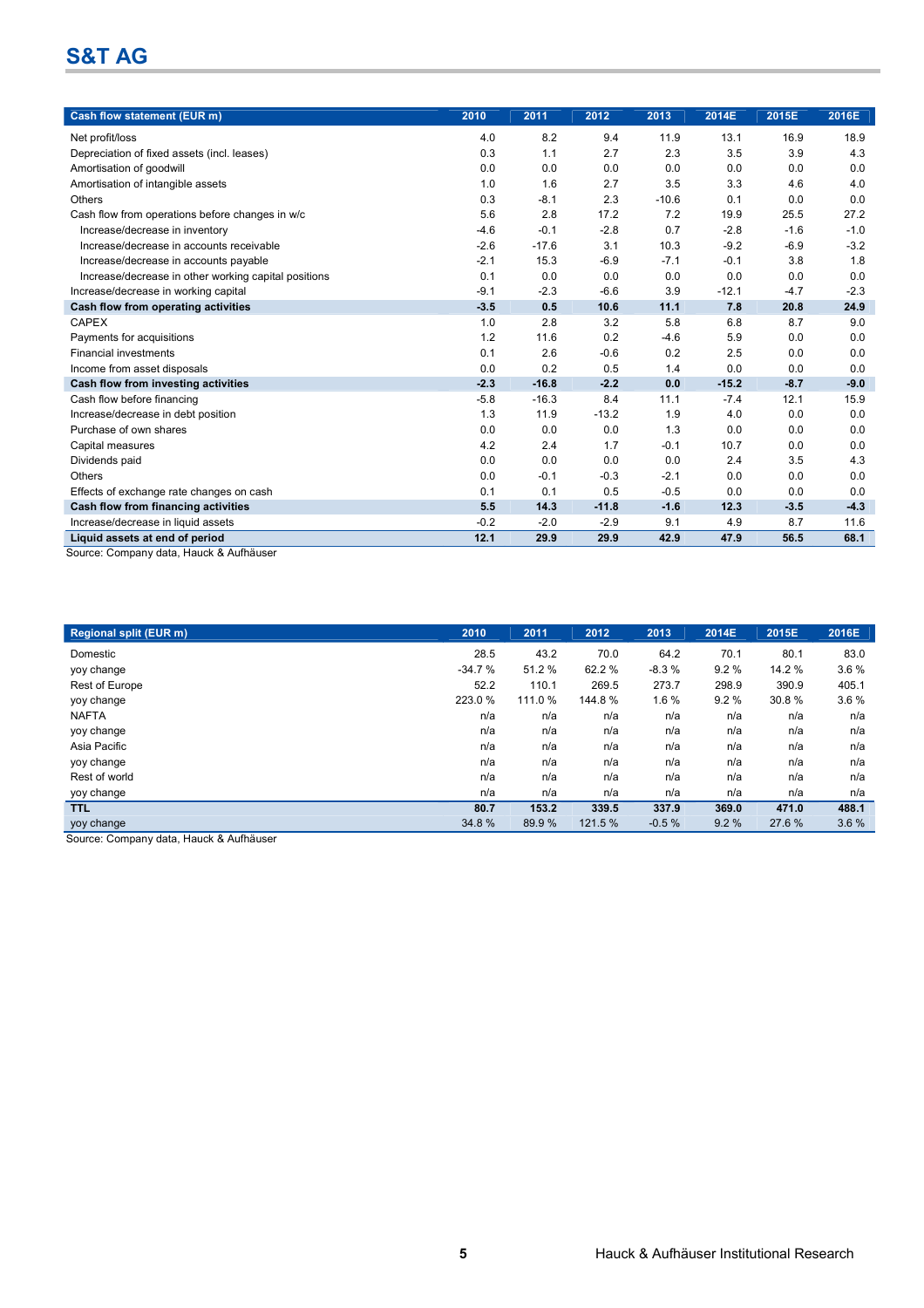| Cash flow statement (EUR m) | 2010 | 2011 | 2012 | 2013 | 2014E | 2015E | 2016E |
|---|---|---|---|---|---|---|---|
| Net profit/loss | 4.0 | 8.2 | 9.4 | 11.9 | 13.1 | 16.9 | 18.9 |
| Depreciation of fixed assets (incl. leases) | 0.3 | 1.1 | 2.7 | 2.3 | 3.5 | 3.9 | 4.3 |
| Amortisation of goodwill | 0.0 | 0.0 | 0.0 | 0.0 | 0.0 | 0.0 | 0.0 |
| Amortisation of intangible assets | 1.0 | 1.6 | 2.7 | 3.5 | 3.3 | 4.6 | 4.0 |
| Others | 0.3 | -8.1 | 2.3 | -10.6 | 0.1 | 0.0 | 0.0 |
| Cash flow from operations before changes in w/c | 5.6 | 2.8 | 17.2 | 7.2 | 19.9 | 25.5 | 27.2 |
| Increase/decrease in inventory | -4.6 | -0.1 | -2.8 | 0.7 | -2.8 | -1.6 | -1.0 |
| Increase/decrease in accounts receivable | -2.6 | -17.6 | 3.1 | 10.3 | -9.2 | -6.9 | -3.2 |
| Increase/decrease in accounts payable | -2.1 | 15.3 | -6.9 | -7.1 | -0.1 | 3.8 | 1.8 |
| Increase/decrease in other working capital positions | 0.1 | 0.0 | 0.0 | 0.0 | 0.0 | 0.0 | 0.0 |
| Increase/decrease in working capital | -9.1 | -2.3 | -6.6 | 3.9 | -12.1 | -4.7 | -2.3 |
| **Cash flow from operating activities** | **-3.5** | **0.5** | **10.6** | **11.1** | **7.8** | **20.8** | **24.9** |
| CAPEX | 1.0 | 2.8 | 3.2 | 5.8 | 6.8 | 8.7 | 9.0 |
| Payments for acquisitions | 1.2 | 11.6 | 0.2 | -4.6 | 5.9 | 0.0 | 0.0 |
| Financial investments | 0.1 | 2.6 | -0.6 | 0.2 | 2.5 | 0.0 | 0.0 |
| Income from asset disposals | 0.0 | 0.2 | 0.5 | 1.4 | 0.0 | 0.0 | 0.0 |
| **Cash flow from investing activities** | **-2.3** | **-16.8** | **-2.2** | **0.0** | **-15.2** | **-8.7** | **-9.0** |
| Cash flow before financing | -5.8 | -16.3 | 8.4 | 11.1 | -7.4 | 12.1 | 15.9 |
| Increase/decrease in debt position | 1.3 | 11.9 | -13.2 | 1.9 | 4.0 | 0.0 | 0.0 |
| Purchase of own shares | 0.0 | 0.0 | 0.0 | 1.3 | 0.0 | 0.0 | 0.0 |
| Capital measures | 4.2 | 2.4 | 1.7 | -0.1 | 10.7 | 0.0 | 0.0 |
| Dividends paid | 0.0 | 0.0 | 0.0 | 0.0 | 2.4 | 3.5 | 4.3 |
| Others | 0.0 | -0.1 | -0.3 | -2.1 | 0.0 | 0.0 | 0.0 |
| Effects of exchange rate changes on cash | 0.1 | 0.1 | 0.5 | -0.5 | 0.0 | 0.0 | 0.0 |
| **Cash flow from financing activities** | **5.5** | **14.3** | **-11.8** | **-1.6** | **12.3** | **-3.5** | **-4.3** |
| Increase/decrease in liquid assets | -0.2 | -2.0 | -2.9 | 9.1 | 4.9 | 8.7 | 11.6 |
| **Liquid assets at end of period** | **12.1** | **29.9** | **29.9** | **42.9** | **47.9** | **56.5** | **68.1** |

Source: Company data, Hauck & Aufhäuser

| Regional split (EUR m) | 2010 | 2011 | 2012 | 2013 | 2014E | 2015E | 2016E |
|---|---|---|---|---|---|---|---|
| Domestic | 28.5 | 43.2 | 70.0 | 64.2 | 70.1 | 80.1 | 83.0 |
| yoy change | -34.7 % | 51.2 % | 62.2 % | -8.3 % | 9.2 % | 14.2 % | 3.6 % |
| Rest of Europe | 52.2 | 110.1 | 269.5 | 273.7 | 298.9 | 390.9 | 405.1 |
| yoy change | 223.0 % | 111.0 % | 144.8 % | 1.6 % | 9.2 % | 30.8 % | 3.6 % |
| NAFTA | n/a | n/a | n/a | n/a | n/a | n/a | n/a |
| yoy change | n/a | n/a | n/a | n/a | n/a | n/a | n/a |
| Asia Pacific | n/a | n/a | n/a | n/a | n/a | n/a | n/a |
| yoy change | n/a | n/a | n/a | n/a | n/a | n/a | n/a |
| Rest of world | n/a | n/a | n/a | n/a | n/a | n/a | n/a |
| yoy change | n/a | n/a | n/a | n/a | n/a | n/a | n/a |
| **TTL** | **80.7** | **153.2** | **339.5** | **337.9** | **369.0** | **471.0** | **488.1** |
| yoy change | 34.8 % | 89.9 % | 121.5 % | -0.5 % | 9.2 % | 27.6 % | 3.6 % |

Source: Company data, Hauck & Aufhäuser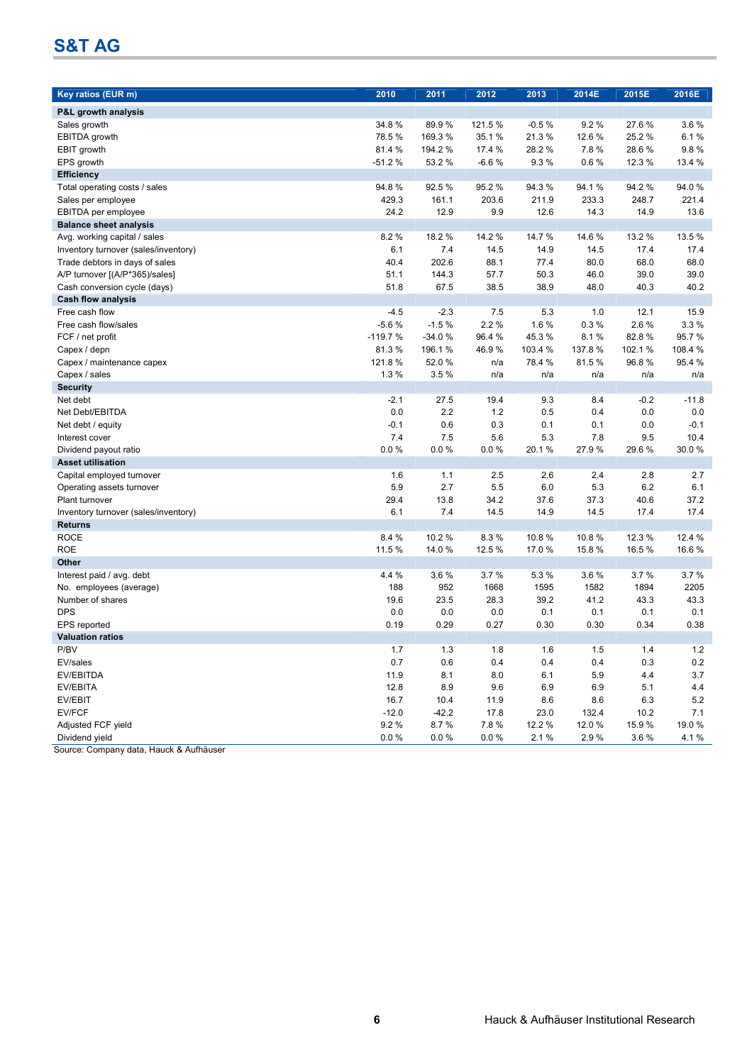# S&T AG

| Key ratios (EUR m) | 2010 | 2011 | 2012 | 2013 | 2014E | 2015E | 2016E |
|---|---|---|---|---|---|---|---|
| **P&L growth analysis** | | | | | | | |
| Sales growth | 34.8 % | 89.9 % | 121.5 % | -0.5 % | 9.2 % | 27.6 % | 3.6 % |
| EBITDA growth | 78.5 % | 169.3 % | 35.1 % | 21.3 % | 12.6 % | 25.2 % | 6.1 % |
| EBIT growth | 81.4 % | 194.2 % | 17.4 % | 28.2 % | 7.8 % | 28.6 % | 9.8 % |
| EPS growth | -51.2 % | 53.2 % | -6.6 % | 9.3 % | 0.6 % | 12.3 % | 13.4 % |
| **Efficiency** | | | | | | | |
| Total operating costs / sales | 94.8 % | 92.5 % | 95.2 % | 94.3 % | 94.1 % | 94.2 % | 94.0 % |
| Sales per employee | 429.3 | 161.1 | 203.6 | 211.9 | 233.3 | 248.7 | 221.4 |
| EBITDA per employee | 24.2 | 12.9 | 9.9 | 12.6 | 14.3 | 14.9 | 13.6 |
| **Balance sheet analysis** | | | | | | | |
| Avg. working capital / sales | 8.2 % | 18.2 % | 14.2 % | 14.7 % | 14.6 % | 13.2 % | 13.5 % |
| Inventory turnover (sales/inventory) | 6.1 | 7.4 | 14.5 | 14.9 | 14.5 | 17.4 | 17.4 |
| Trade debtors in days of sales | 40.4 | 202.6 | 88.1 | 77.4 | 80.0 | 68.0 | 68.0 |
| A/P turnover [(A/P*365)/sales] | 51.1 | 144.3 | 57.7 | 50.3 | 46.0 | 39.0 | 39.0 |
| Cash conversion cycle (days) | 51.8 | 67.5 | 38.5 | 38.9 | 48.0 | 40.3 | 40.2 |
| **Cash flow analysis** | | | | | | | |
| Free cash flow | -4.5 | -2.3 | 7.5 | 5.3 | 1.0 | 12.1 | 15.9 |
| Free cash flow/sales | -5.6 % | -1.5 % | 2.2 % | 1.6 % | 0.3 % | 2.6 % | 3.3 % |
| FCF / net profit | -119.7 % | -34.0 % | 96.4 % | 45.3 % | 8.1 % | 82.8 % | 95.7 % |
| Capex / depn | 81.3 % | 196.1 % | 46.9 % | 103.4 % | 137.8 % | 102.1 % | 108.4 % |
| Capex / maintenance capex | 121.8 % | 52.0 % | n/a | 78.4 % | 81.5 % | 96.8 % | 95.4 % |
| Capex / sales | 1.3 % | 3.5 % | n/a | n/a | n/a | n/a | n/a |
| **Security** | | | | | | | |
| Net debt | -2.1 | 27.5 | 19.4 | 9.3 | 8.4 | -0.2 | -11.8 |
| Net Debt/EBITDA | 0.0 | 2.2 | 1.2 | 0.5 | 0.4 | 0.0 | 0.0 |
| Net debt / equity | -0.1 | 0.6 | 0.3 | 0.1 | 0.1 | 0.0 | -0.1 |
| Interest cover | 7.4 | 7.5 | 5.6 | 5.3 | 7.8 | 9.5 | 10.4 |
| Dividend payout ratio | 0.0 % | 0.0 % | 0.0 % | 20.1 % | 27.9 % | 29.6 % | 30.0 % |
| **Asset utilisation** | | | | | | | |
| Capital employed turnover | 1.6 | 1.1 | 2.5 | 2.6 | 2.4 | 2.8 | 2.7 |
| Operating assets turnover | 5.9 | 2.7 | 5.5 | 6.0 | 5.3 | 6.2 | 6.1 |
| Plant turnover | 29.4 | 13.8 | 34.2 | 37.6 | 37.3 | 40.6 | 37.2 |
| Inventory turnover (sales/inventory) | 6.1 | 7.4 | 14.5 | 14.9 | 14.5 | 17.4 | 17.4 |
| **Returns** | | | | | | | |
| ROCE | 8.4 % | 10.2 % | 8.3 % | 10.8 % | 10.8 % | 12.3 % | 12.4 % |
| ROE | 11.5 % | 14.0 % | 12.5 % | 17.0 % | 15.8 % | 16.5 % | 16.6 % |
| **Other** | | | | | | | |
| Interest paid / avg. debt | 4.4 % | 3.6 % | 3.7 % | 5.3 % | 3.6 % | 3.7 % | 3.7 % |
| No. employees (average) | 188 | 952 | 1668 | 1595 | 1582 | 1894 | 2205 |
| Number of shares | 19.6 | 23.5 | 28.3 | 39.2 | 41.2 | 43.3 | 43.3 |
| DPS | 0.0 | 0.0 | 0.0 | 0.1 | 0.1 | 0.1 | 0.1 |
| EPS reported | 0.19 | 0.29 | 0.27 | 0.30 | 0.30 | 0.34 | 0.38 |
| **Valuation ratios** | | | | | | | |
| P/BV | 1.7 | 1.3 | 1.8 | 1.6 | 1.5 | 1.4 | 1.2 |
| EV/sales | 0.7 | 0.6 | 0.4 | 0.4 | 0.4 | 0.3 | 0.2 |
| EV/EBITDA | 11.9 | 8.1 | 8.0 | 6.1 | 5.9 | 4.4 | 3.7 |
| EV/EBITA | 12.8 | 8.9 | 9.6 | 6.9 | 6.9 | 5.1 | 4.4 |
| EV/EBIT | 16.7 | 10.4 | 11.9 | 8.6 | 8.6 | 6.3 | 5.2 |
| EV/FCF | -12.0 | -42.2 | 17.8 | 23.0 | 132.4 | 10.2 | 7.1 |
| Adjusted FCF yield | 9.2 % | 8.7 % | 7.8 % | 12.2 % | 12.0 % | 15.9 % | 19.0 % |
| Dividend yield | 0.0 % | 0.0 % | 0.0 % | 2.1 % | 2.9 % | 3.6 % | 4.1 % |

Source: Company data, Hauck & Aufhäuser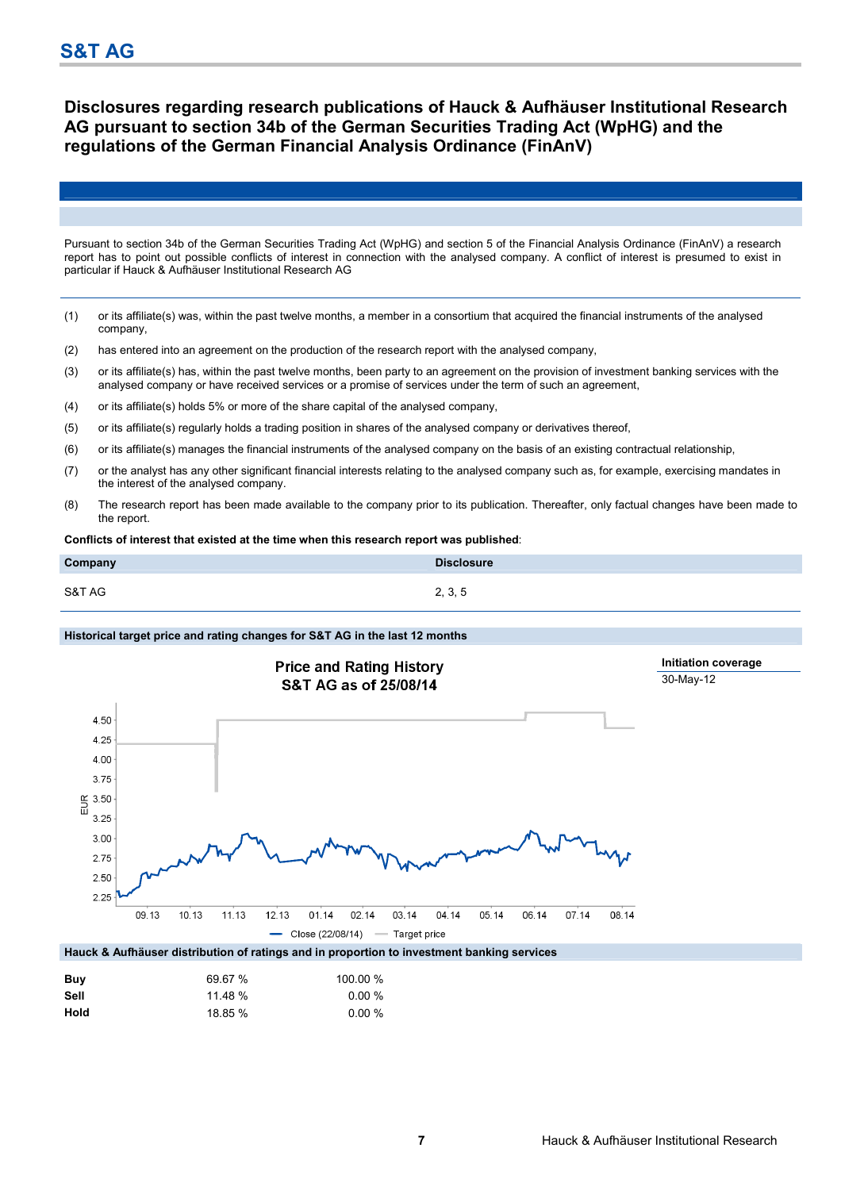## Disclosures regarding research publications of Hauck & Aufhäuser Institutional Research AG pursuant to section 34b of the German Securities Trading Act (WpHG) and the regulations of the German Financial Analysis Ordinance (FinAnV)

Pursuant to section 34b of the German Securities Trading Act (WpHG) and section 5 of the Financial Analysis Ordinance (FinAnV) a research report has to point out possible conflicts of interest in connection with the analysed company. A conflict of interest is presumed to exist in particular if Hauck & Aufhäuser Institutional Research AG

(1) or its affiliate(s) was, within the past twelve months, a member in a consortium that acquired the financial instruments of the analysed company,

(2) has entered into an agreement on the production of the research report with the analysed company,

(3) or its affiliate(s) has, within the past twelve months, been party to an agreement on the provision of investment banking services with the analysed company or have received services or a promise of services under the term of such an agreement,

(4) or its affiliate(s) holds 5% or more of the share capital of the analysed company,

(5) or its affiliate(s) regularly holds a trading position in shares of the analysed company or derivatives thereof,

(6) or its affiliate(s) manages the financial instruments of the analysed company on the basis of an existing contractual relationship,

(7) or the analyst has any other significant financial interests relating to the analysed company such as, for example, exercising mandates in the interest of the analysed company.

(8) The research report has been made available to the company prior to its publication. Thereafter, only factual changes have been made to the report.

**Conflicts of interest that existed at the time when this research report was published**:

| Company | Disclosure |
|---|---|
| S&T AG | 2, 3, 5 |

**Historical target price and rating changes for S&T AG in the last 12 months**

Price and Rating History
S&T AG as of 25/08/14

| Initiation coverage |
|---|
| 30-May-12 |

Close (22/08/14) — Target price

**Hauck & Aufhäuser distribution of ratings and in proportion to investment banking services**

| | | |
|---|---|---|
| **Buy** | 69.67 % | 100.00 % |
| **Sell** | 11.48 % | 0.00 % |
| **Hold** | 18.85 % | 0.00 % |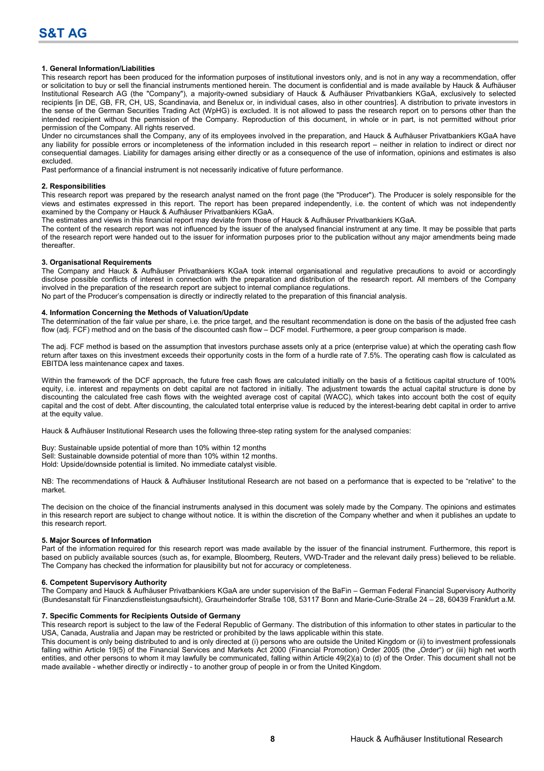### 1. General Information/Liabilities

This research report has been produced for the information purposes of institutional investors only, and is not in any way a recommendation, offer or solicitation to buy or sell the financial instruments mentioned herein. The document is confidential and is made available by Hauck & Aufhäuser Institutional Research AG (the "Company"), a majority-owned subsidiary of Hauck & Aufhäuser Privatbankiers KGaA, exclusively to selected recipients [in DE, GB, FR, CH, US, Scandinavia, and Benelux or, in individual cases, also in other countries]. A distribution to private investors in the sense of the German Securities Trading Act (WpHG) is excluded. It is not allowed to pass the research report on to persons other than the intended recipient without the permission of the Company. Reproduction of this document, in whole or in part, is not permitted without prior permission of the Company. All rights reserved.

Under no circumstances shall the Company, any of its employees involved in the preparation, and Hauck & Aufhäuser Privatbankiers KGaA have any liability for possible errors or incompleteness of the information included in this research report – neither in relation to indirect or direct nor consequential damages. Liability for damages arising either directly or as a consequence of the use of information, opinions and estimates is also excluded.

Past performance of a financial instrument is not necessarily indicative of future performance.

### 2. Responsibilities

This research report was prepared by the research analyst named on the front page (the "Producer"). The Producer is solely responsible for the views and estimates expressed in this report. The report has been prepared independently, i.e. the content of which was not independently examined by the Company or Hauck & Aufhäuser Privatbankiers KGaA.

The estimates and views in this financial report may deviate from those of Hauck & Aufhäuser Privatbankiers KGaA.

The content of the research report was not influenced by the issuer of the analysed financial instrument at any time. It may be possible that parts of the research report were handed out to the issuer for information purposes prior to the publication without any major amendments being made thereafter.

### 3. Organisational Requirements

The Company and Hauck & Aufhäuser Privatbankiers KGaA took internal organisational and regulative precautions to avoid or accordingly disclose possible conflicts of interest in connection with the preparation and distribution of the research report. All members of the Company involved in the preparation of the research report are subject to internal compliance regulations.

No part of the Producer's compensation is directly or indirectly related to the preparation of this financial analysis.

### 4. Information Concerning the Methods of Valuation/Update

The determination of the fair value per share, i.e. the price target, and the resultant recommendation is done on the basis of the adjusted free cash flow (adj. FCF) method and on the basis of the discounted cash flow – DCF model. Furthermore, a peer group comparison is made.

The adj. FCF method is based on the assumption that investors purchase assets only at a price (enterprise value) at which the operating cash flow return after taxes on this investment exceeds their opportunity costs in the form of a hurdle rate of 7.5%. The operating cash flow is calculated as EBITDA less maintenance capex and taxes.

Within the framework of the DCF approach, the future free cash flows are calculated initially on the basis of a fictitious capital structure of 100% equity, i.e. interest and repayments on debt capital are not factored in initially. The adjustment towards the actual capital structure is done by discounting the calculated free cash flows with the weighted average cost of capital (WACC), which takes into account both the cost of equity capital and the cost of debt. After discounting, the calculated total enterprise value is reduced by the interest-bearing debt capital in order to arrive at the equity value.

Hauck & Aufhäuser Institutional Research uses the following three-step rating system for the analysed companies:

Buy: Sustainable upside potential of more than 10% within 12 months
Sell: Sustainable downside potential of more than 10% within 12 months.
Hold: Upside/downside potential is limited. No immediate catalyst visible.

NB: The recommendations of Hauck & Aufhäuser Institutional Research are not based on a performance that is expected to be "relative" to the market.

The decision on the choice of the financial instruments analysed in this document was solely made by the Company. The opinions and estimates in this research report are subject to change without notice. It is within the discretion of the Company whether and when it publishes an update to this research report.

### 5. Major Sources of Information

Part of the information required for this research report was made available by the issuer of the financial instrument. Furthermore, this report is based on publicly available sources (such as, for example, Bloomberg, Reuters, VWD-Trader and the relevant daily press) believed to be reliable. The Company has checked the information for plausibility but not for accuracy or completeness.

### 6. Competent Supervisory Authority

The Company and Hauck & Aufhäuser Privatbankiers KGaA are under supervision of the BaFin – German Federal Financial Supervisory Authority (Bundesanstalt für Finanzdienstleistungsaufsicht), Graurheindorfer Straße 108, 53117 Bonn and Marie-Curie-Straße 24 – 28, 60439 Frankfurt a.M.

### 7. Specific Comments for Recipients Outside of Germany

This research report is subject to the law of the Federal Republic of Germany. The distribution of this information to other states in particular to the USA, Canada, Australia and Japan may be restricted or prohibited by the laws applicable within this state.

This document is only being distributed to and is only directed at (i) persons who are outside the United Kingdom or (ii) to investment professionals falling within Article 19(5) of the Financial Services and Markets Act 2000 (Financial Promotion) Order 2005 (the „Order") or (iii) high net worth entities, and other persons to whom it may lawfully be communicated, falling within Article 49(2)(a) to (d) of the Order. This document shall not be made available - whether directly or indirectly - to another group of people in or from the United Kingdom.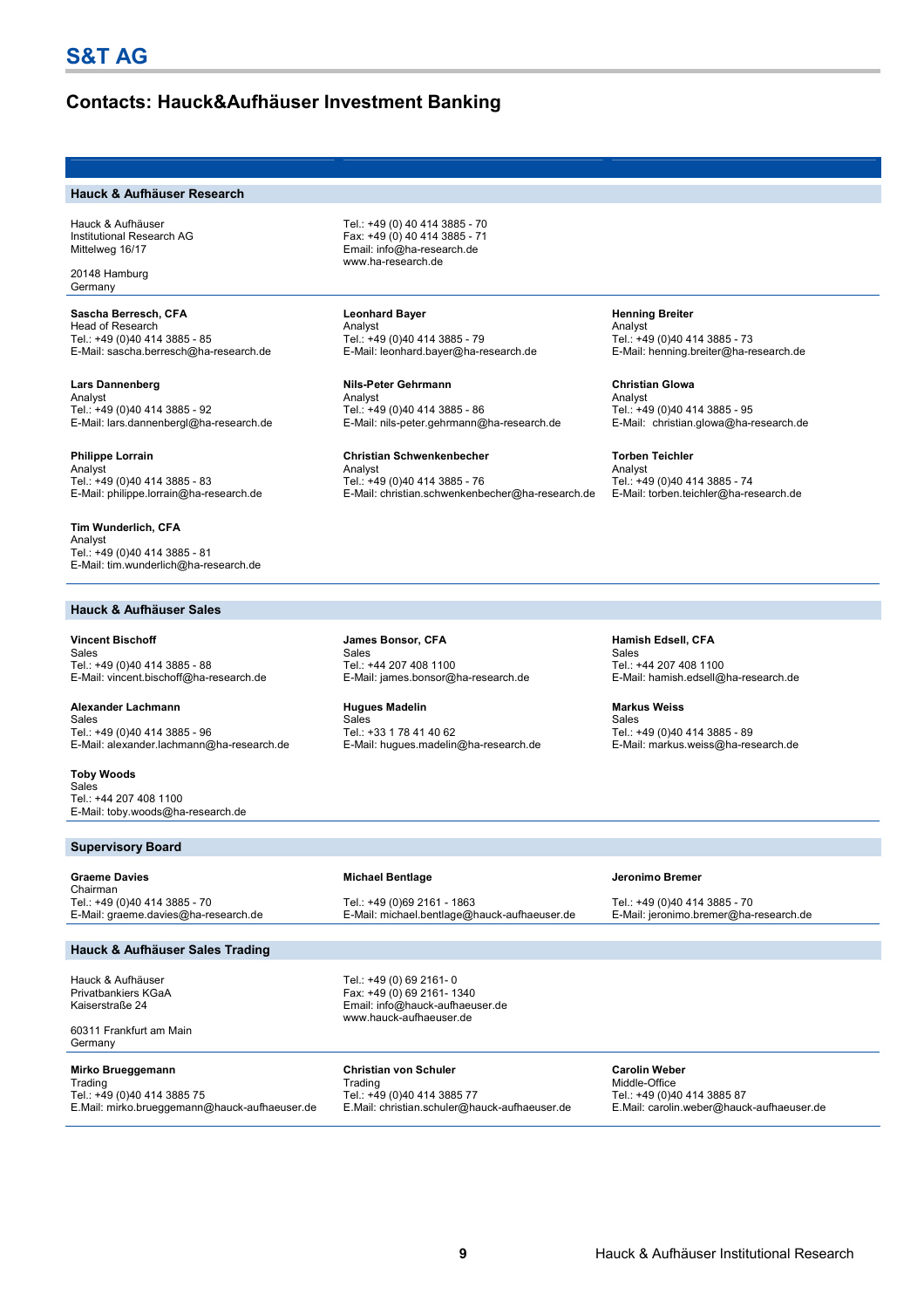# S&T AG

## Contacts: Hauck&Aufhäuser Investment Banking

### Hauck & Aufhäuser Research

Hauck & Aufhäuser
Institutional Research AG
Mittelweg 16/17

20148 Hamburg
Germany

Tel.: +49 (0) 40 414 3885 - 70
Fax: +49 (0) 40 414 3885 - 71
Email: info@ha-research.de
www.ha-research.de

**Sascha Berresch, CFA**
Head of Research
Tel.: +49 (0)40 414 3885 - 85
E-Mail: sascha.berresch@ha-research.de

**Leonhard Bayer**
Analyst
Tel.: +49 (0)40 414 3885 - 79
E-Mail: leonhard.bayer@ha-research.de

**Henning Breiter**
Analyst
Tel.: +49 (0)40 414 3885 - 73
E-Mail: henning.breiter@ha-research.de

**Lars Dannenberg**
Analyst
Tel.: +49 (0)40 414 3885 - 92
E-Mail: lars.dannenbergl@ha-research.de

**Nils-Peter Gehrmann**
Analyst
Tel.: +49 (0)40 414 3885 - 86
E-Mail: nils-peter.gehrmann@ha-research.de

**Christian Glowa**
Analyst
Tel.: +49 (0)40 414 3885 - 95
E-Mail: christian.glowa@ha-research.de

**Philippe Lorrain**
Analyst
Tel.: +49 (0)40 414 3885 - 83
E-Mail: philippe.lorrain@ha-research.de

**Christian Schwenkenbecher**
Analyst
Tel.: +49 (0)40 414 3885 - 76
E-Mail: christian.schwenkenbecher@ha-research.de

**Torben Teichler**
Analyst
Tel.: +49 (0)40 414 3885 - 74
E-Mail: torben.teichler@ha-research.de

**Tim Wunderlich, CFA**
Analyst
Tel.: +49 (0)40 414 3885 - 81
E-Mail: tim.wunderlich@ha-research.de

### Hauck & Aufhäuser Sales

**Vincent Bischoff**
Sales
Tel.: +49 (0)40 414 3885 - 88
E-Mail: vincent.bischoff@ha-research.de

**James Bonsor, CFA**
Sales
Tel.: +44 207 408 1100
E-Mail: james.bonsor@ha-research.de

**Hamish Edsell, CFA**
Sales
Tel.: +44 207 408 1100
E-Mail: hamish.edsell@ha-research.de

**Alexander Lachmann**
Sales
Tel.: +49 (0)40 414 3885 - 96
E-Mail: alexander.lachmann@ha-research.de

**Hugues Madelin**
Sales
Tel.: +33 1 78 41 40 62
E-Mail: hugues.madelin@ha-research.de

**Markus Weiss**
Sales
Tel.: +49 (0)40 414 3885 - 89
E-Mail: markus.weiss@ha-research.de

**Toby Woods**
Sales
Tel.: +44 207 408 1100
E-Mail: toby.woods@ha-research.de

### Supervisory Board

**Graeme Davies**
Chairman
Tel.: +49 (0)40 414 3885 - 70
E-Mail: graeme.davies@ha-research.de

**Michael Bentlage**
Tel.: +49 (0)69 2161 - 1863
E-Mail: michael.bentlage@hauck-aufhaeuser.de

**Jeronimo Bremer**
Tel.: +49 (0)40 414 3885 - 70
E-Mail: jeronimo.bremer@ha-research.de

### Hauck & Aufhäuser Sales Trading

Hauck & Aufhäuser
Privatbankiers KGaA
Kaiserstraße 24

60311 Frankfurt am Main
Germany

Tel.: +49 (0) 69 2161- 0
Fax: +49 (0) 69 2161- 1340
Email: info@hauck-aufhaeuser.de
www.hauck-aufhaeuser.de

**Mirko Brueggemann**
Trading
Tel.: +49 (0)40 414 3885 75
E.Mail: mirko.brueggemann@hauck-aufhaeuser.de

**Christian von Schuler**
Trading
Tel.: +49 (0)40 414 3885 77
E.Mail: christian.schuler@hauck-aufhaeuser.de

**Carolin Weber**
Middle-Office
Tel.: +49 (0)40 414 3885 87
E.Mail: carolin.weber@hauck-aufhaeuser.de